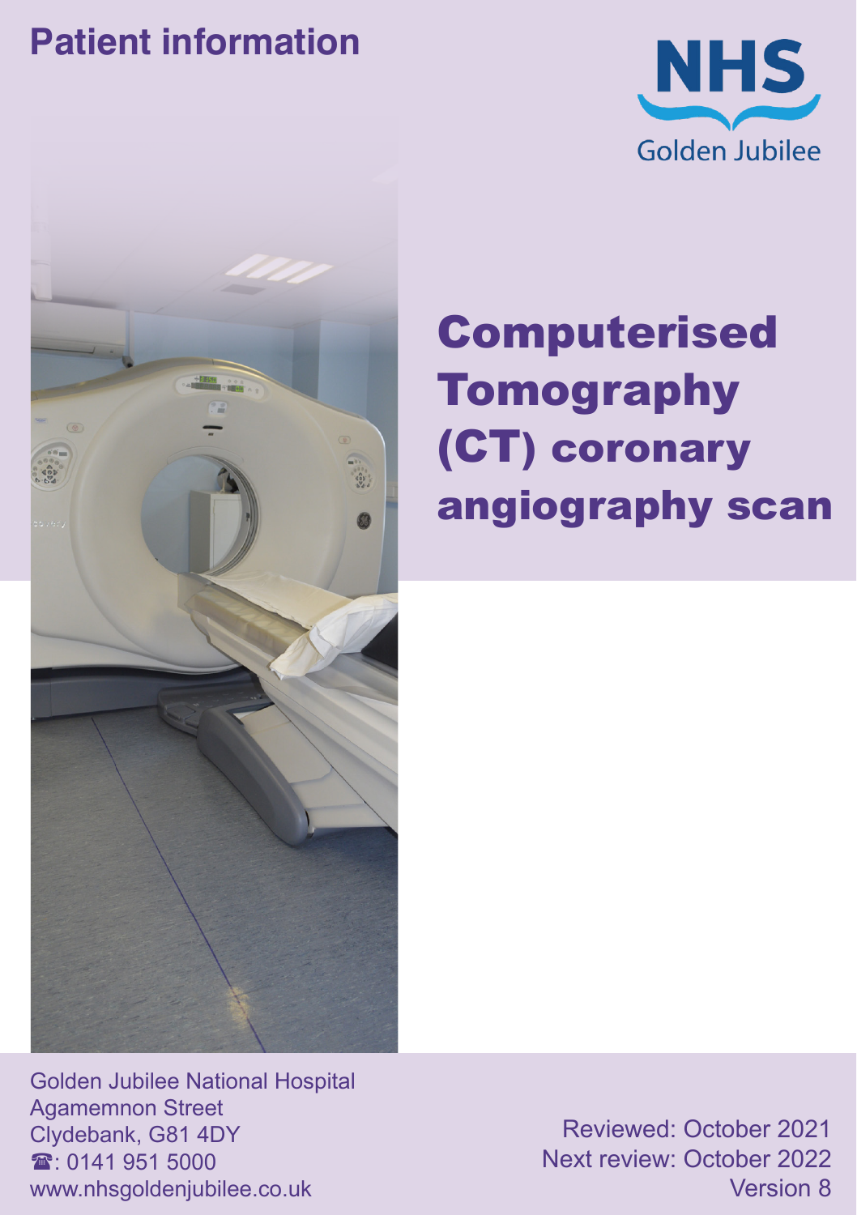Patient information

NHS
Golden Jubilee

# Computerised Tomography (CT) coronary angiography scan

Golden Jubilee National Hospital
Agamemnon Street
Clydebank, G81 4DY
☎: 0141 951 5000
www.nhsgoldenjubilee.co.uk

Reviewed: October 2021
Next review: October 2022
Version 8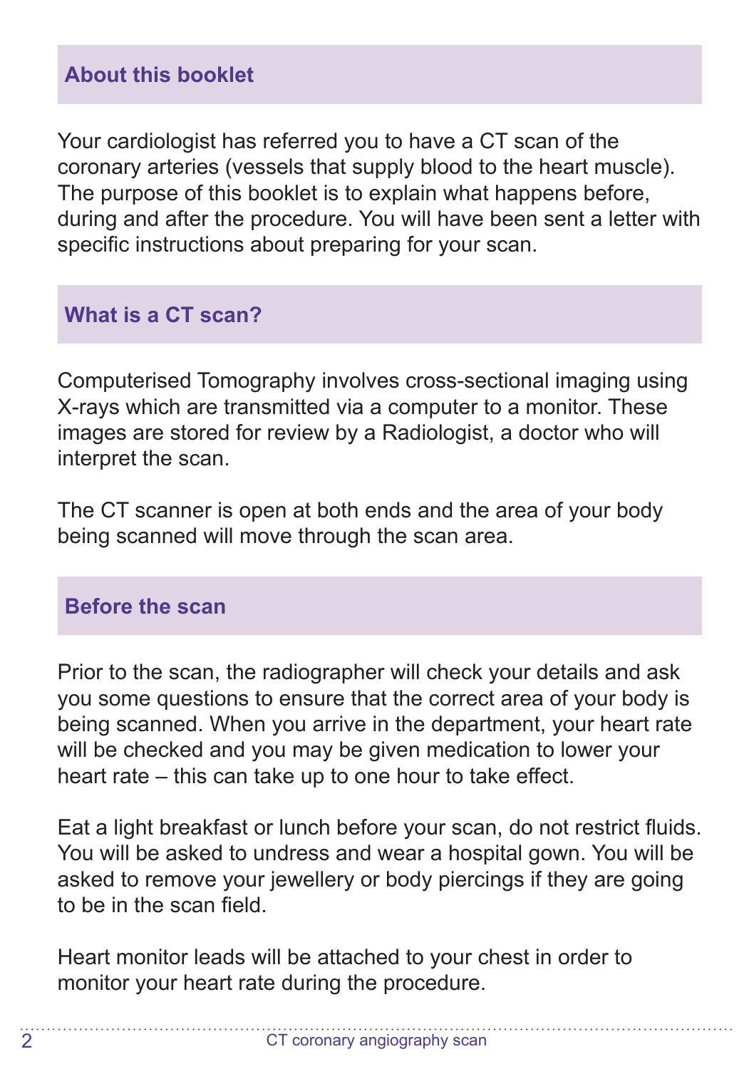## About this booklet

Your cardiologist has referred you to have a CT scan of the coronary arteries (vessels that supply blood to the heart muscle). The purpose of this booklet is to explain what happens before, during and after the procedure. You will have been sent a letter with specific instructions about preparing for your scan.

## What is a CT scan?

Computerised Tomography involves cross-sectional imaging using X-rays which are transmitted via a computer to a monitor. These images are stored for review by a Radiologist, a doctor who will interpret the scan.

The CT scanner is open at both ends and the area of your body being scanned will move through the scan area.

## Before the scan

Prior to the scan, the radiographer will check your details and ask you some questions to ensure that the correct area of your body is being scanned. When you arrive in the department, your heart rate will be checked and you may be given medication to lower your heart rate – this can take up to one hour to take effect.

Eat a light breakfast or lunch before your scan, do not restrict fluids. You will be asked to undress and wear a hospital gown. You will be asked to remove your jewellery or body piercings if they are going to be in the scan field.

Heart monitor leads will be attached to your chest in order to monitor your heart rate during the procedure.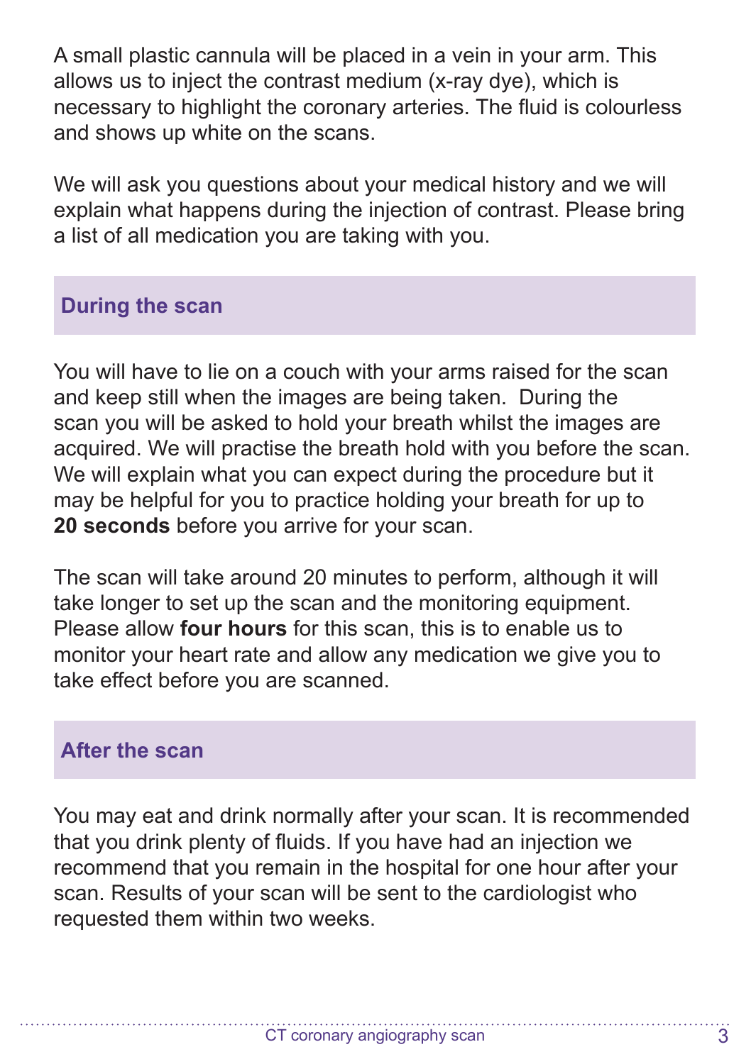A small plastic cannula will be placed in a vein in your arm. This allows us to inject the contrast medium (x-ray dye), which is necessary to highlight the coronary arteries. The fluid is colourless and shows up white on the scans.

We will ask you questions about your medical history and we will explain what happens during the injection of contrast. Please bring a list of all medication you are taking with you.

## During the scan

You will have to lie on a couch with your arms raised for the scan and keep still when the images are being taken. During the scan you will be asked to hold your breath whilst the images are acquired. We will practise the breath hold with you before the scan. We will explain what you can expect during the procedure but it may be helpful for you to practice holding your breath for up to **20 seconds** before you arrive for your scan.

The scan will take around 20 minutes to perform, although it will take longer to set up the scan and the monitoring equipment. Please allow **four hours** for this scan, this is to enable us to monitor your heart rate and allow any medication we give you to take effect before you are scanned.

## After the scan

You may eat and drink normally after your scan. It is recommended that you drink plenty of fluids. If you have had an injection we recommend that you remain in the hospital for one hour after your scan. Results of your scan will be sent to the cardiologist who requested them within two weeks.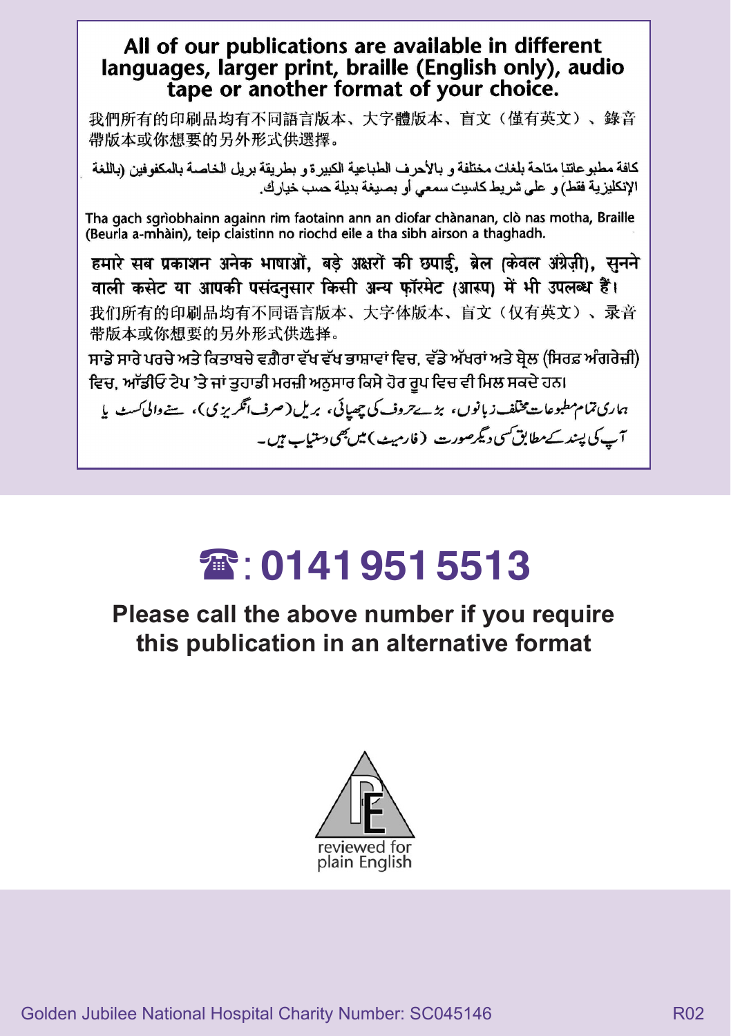**All of our publications are available in different languages, larger print, braille (English only), audio tape or another format of your choice.**

我們所有的印刷品均有不同語言版本、大字體版本、盲文（僅有英文）、錄音帶版本或你想要的另外形式供選擇。

كافة مطبوعاتنا متاحة بلغات مختلفة و بالأحرف الطباعية الكبيرة و بطريقة بريل الخاصة بالمكفوفين (باللغة الإنكليزية فقط) و على شريط كاسيت سمعي أو بصيغة بديلة حسب خيارك.

Tha gach sgrìobhainn againn rim faotainn ann an diofar chànanan, clò nas motha, Braille (Beurla a-mhàin), teip claistinn no riochd eile a tha sibh airson a thaghadh.

हमारे सब प्रकाशन अनेक भाषाओं, बड़े अक्षरों की छपाई, ब्रेल (केवल अंग्रेज़ी), सुनने वाली कसेट या आपकी पसंदनुसार किसी अन्य फॉरमेट (आरूप) में भी उपलब्ध हैं।

我们所有的印刷品均有不同语言版本、大字体版本、盲文（仅有英文）、录音带版本或你想要的另外形式供选择。

ਸਾਡੇ ਸਾਰੇ ਪਰਚੇ ਅਤੇ ਕਿਤਾਬਚੇ ਵਗ਼ੈਰਾ ਵੱਖ ਵੱਖ ਭਾਸ਼ਾਵਾਂ ਵਿਚ, ਵੱਡੇ ਅੱਖਰਾਂ ਅਤੇ ਬ੍ਰੇਲ (ਸਿਰਫ਼ ਅੰਗਰੇਜ਼ੀ) ਵਿਚ, ਔਡੀਓ ਟੇਪ 'ਤੇ ਜਾਂ ਤੁਹਾਡੀ ਮਰਜ਼ੀ ਅਨੁਸਾਰ ਕਿਸੇ ਹੋਰ ਰੂਪ ਵਿਚ ਵੀ ਮਿਲ ਸਕਦੇ ਹਨ।

ہماری تمام مطبوعات مختلف زبانوں، بڑے حروف کی چھپائی، بریل (صرف انگریزی)، سننے والی کسٹ یا آپ کی پسند کے مطابق کسی دیگر صورت (فارمیٹ) میں بھی دستیاب ہیں۔

# ☎: 0141 951 5513

**Please call the above number if you require this publication in an alternative format**

reviewed for plain English

Golden Jubilee National Hospital Charity Number: SC045146

R02